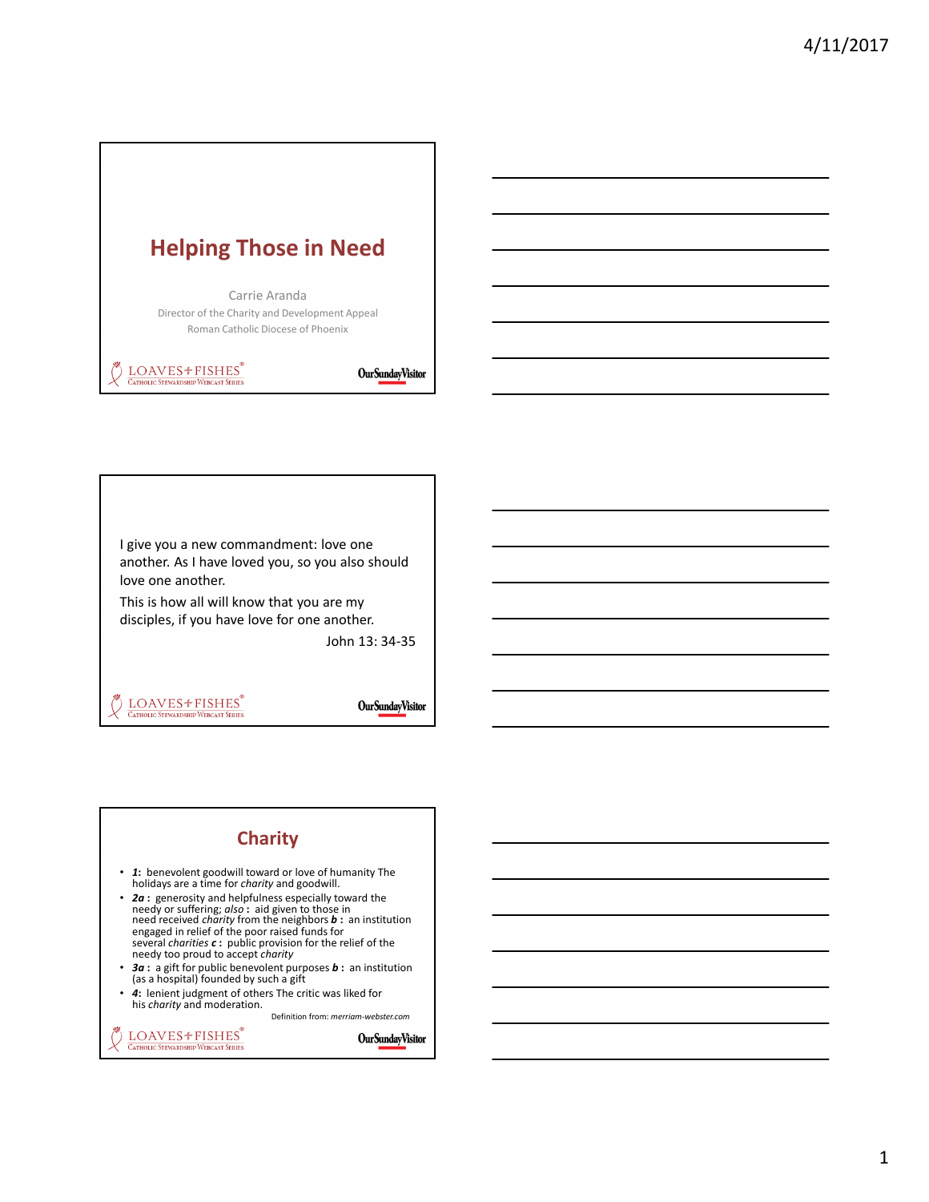# Helping Those in Need

Carrie Aranda

Director of the Charity and Development Appeal

Roman Catholic Diocese of Phoenix

LOAVES+FISHES® Catholic Stewardship Webcast Series

OurSundayVisitor

I give you a new commandment: love one another. As I have loved you, so you also should love one another.

This is how all will know that you are my disciples, if you have love for one another.

John 13: 34-35

LOAVES+FISHES® Catholic Stewardship Webcast Series

OurSundayVisitor

## Charity

- ***1*****:** benevolent goodwill toward or love of humanity The holidays are a time for *charity* and goodwill.
- ***2a*** **:** generosity and helpfulness especially toward the needy or suffering; *also* **:** aid given to those in need received *charity* from the neighbors ***b*** **:** an institution engaged in relief of the poor raised funds for several *charities* ***c*** **:** public provision for the relief of the needy too proud to accept *charity*
- ***3a*** **:** a gift for public benevolent purposes ***b*** **:** an institution (as a hospital) founded by such a gift
- ***4*****:** lenient judgment of others The critic was liked for his *charity* and moderation.

Definition from: *merriam-webster.com*

LOAVES+FISHES® Catholic Stewardship Webcast Series

OurSundayVisitor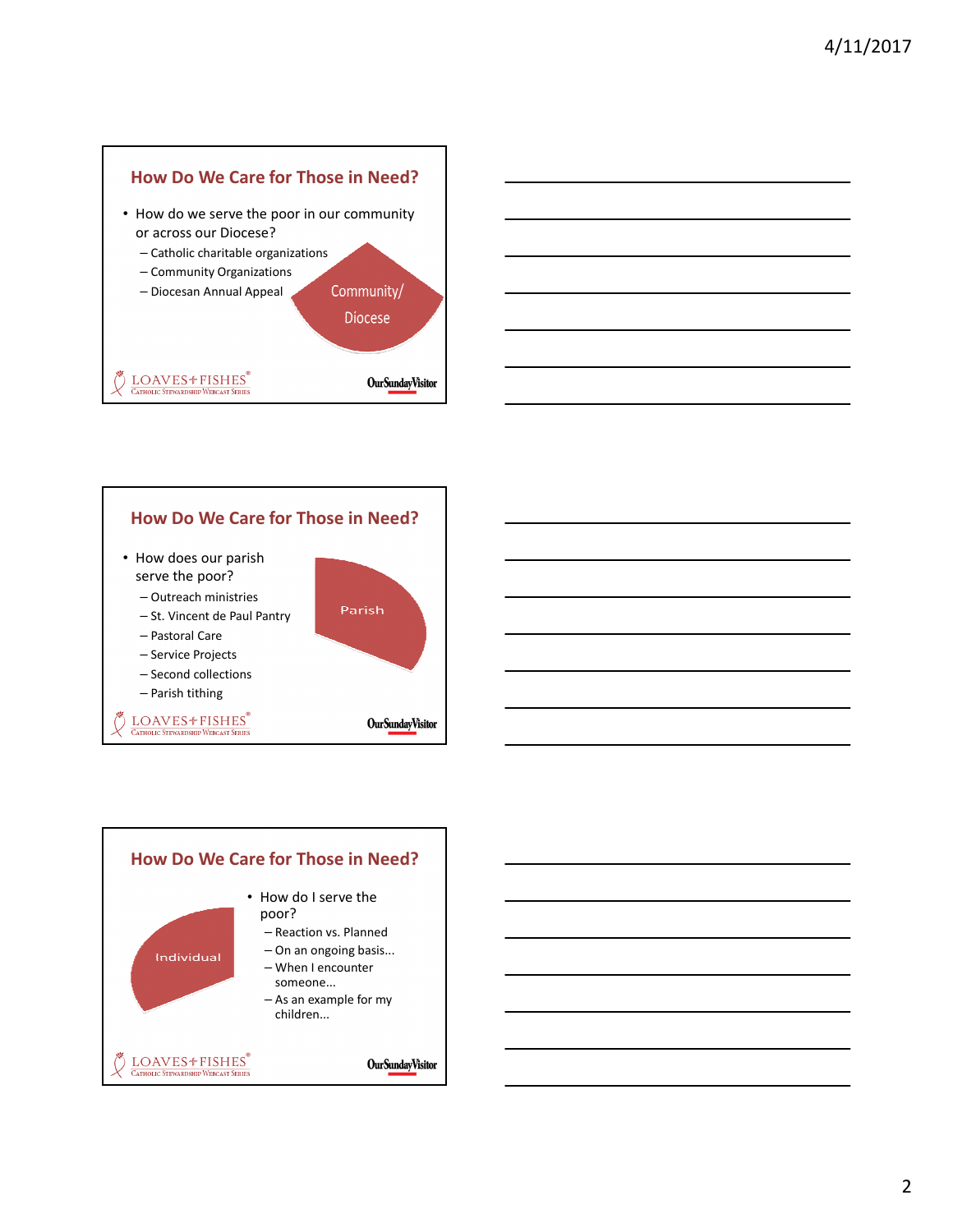## How Do We Care for Those in Need?

- How do we serve the poor in our community or across our Diocese?
  - Catholic charitable organizations
  - Community Organizations
  - Diocesan Annual Appeal

Community/ Diocese

LOAVES+FISHES
Catholic Stewardship Webcast Series

OurSundayVisitor

## How Do We Care for Those in Need?

- How does our parish serve the poor?
  - Outreach ministries
  - St. Vincent de Paul Pantry
  - Pastoral Care
  - Service Projects
  - Second collections
  - Parish tithing

Parish

LOAVES+FISHES
Catholic Stewardship Webcast Series

OurSundayVisitor

## How Do We Care for Those in Need?

Individual

- How do I serve the poor?
  - Reaction vs. Planned
  - On an ongoing basis...
  - When I encounter someone...
  - As an example for my children...

LOAVES+FISHES
Catholic Stewardship Webcast Series

OurSundayVisitor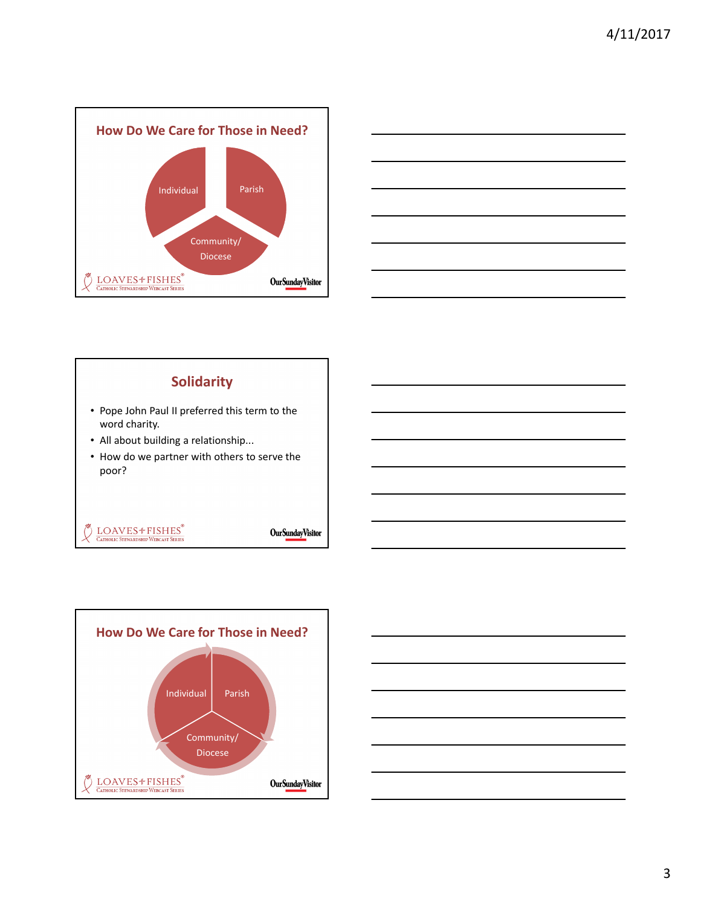## How Do We Care for Those in Need?

Individual

Parish

Community/ Diocese

LOAVES + FISHES® Catholic Stewardship Webcast Series

OurSundayVisitor

## Solidarity

- Pope John Paul II preferred this term to the word charity.
- All about building a relationship...
- How do we partner with others to serve the poor?

LOAVES + FISHES® Catholic Stewardship Webcast Series

OurSundayVisitor

## How Do We Care for Those in Need?

Individual

Parish

Community/ Diocese

LOAVES + FISHES® Catholic Stewardship Webcast Series

OurSundayVisitor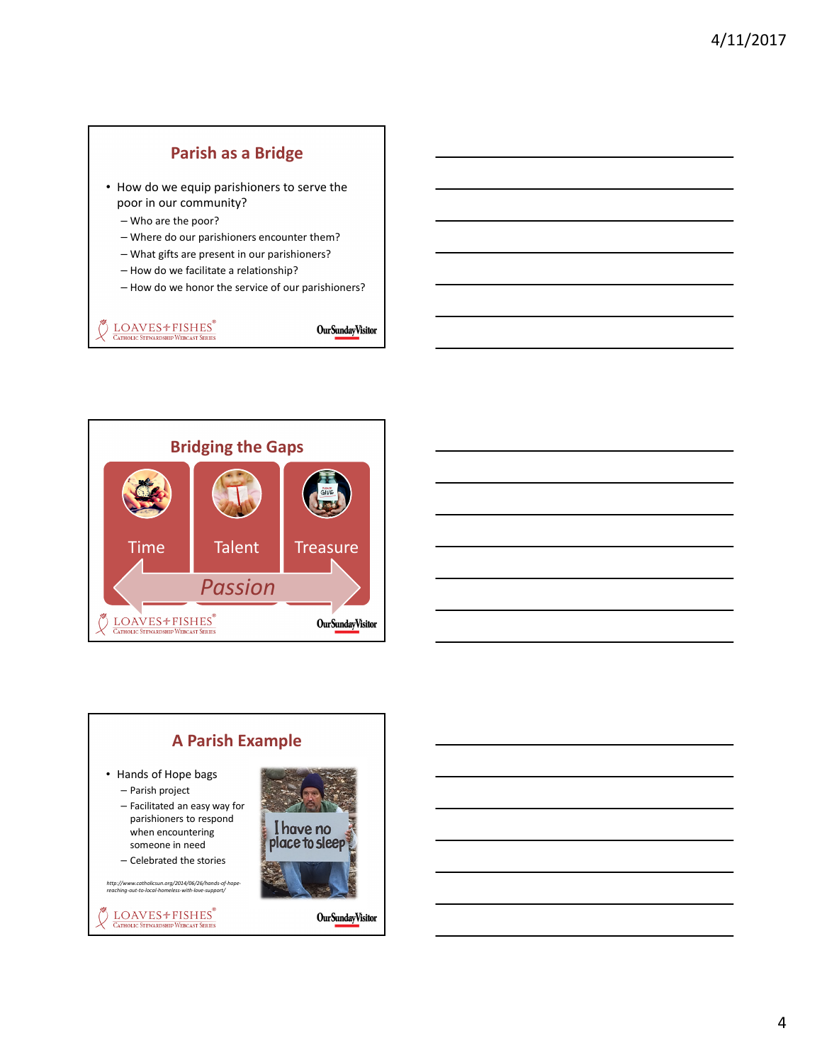## Parish as a Bridge

- How do we equip parishioners to serve the poor in our community?
  - Who are the poor?
  - Where do our parishioners encounter them?
  - What gifts are present in our parishioners?
  - How do we facilitate a relationship?
  - How do we honor the service of our parishioners?

LOAVES+FISHES® Catholic Stewardship Webcast Series

OurSundayVisitor

## Bridging the Gaps

Time

Talent

Treasure

*Passion*

LOAVES+FISHES® Catholic Stewardship Webcast Series

OurSundayVisitor

## A Parish Example

- Hands of Hope bags
  - Parish project
  - Facilitated an easy way for parishioners to respond when encountering someone in need
  - Celebrated the stories

I have no place to sleep

*http://www.catholicsun.org/2014/06/26/hands-of-hope-reaching-out-to-local-homeless-with-love-support/*

LOAVES+FISHES® Catholic Stewardship Webcast Series

OurSundayVisitor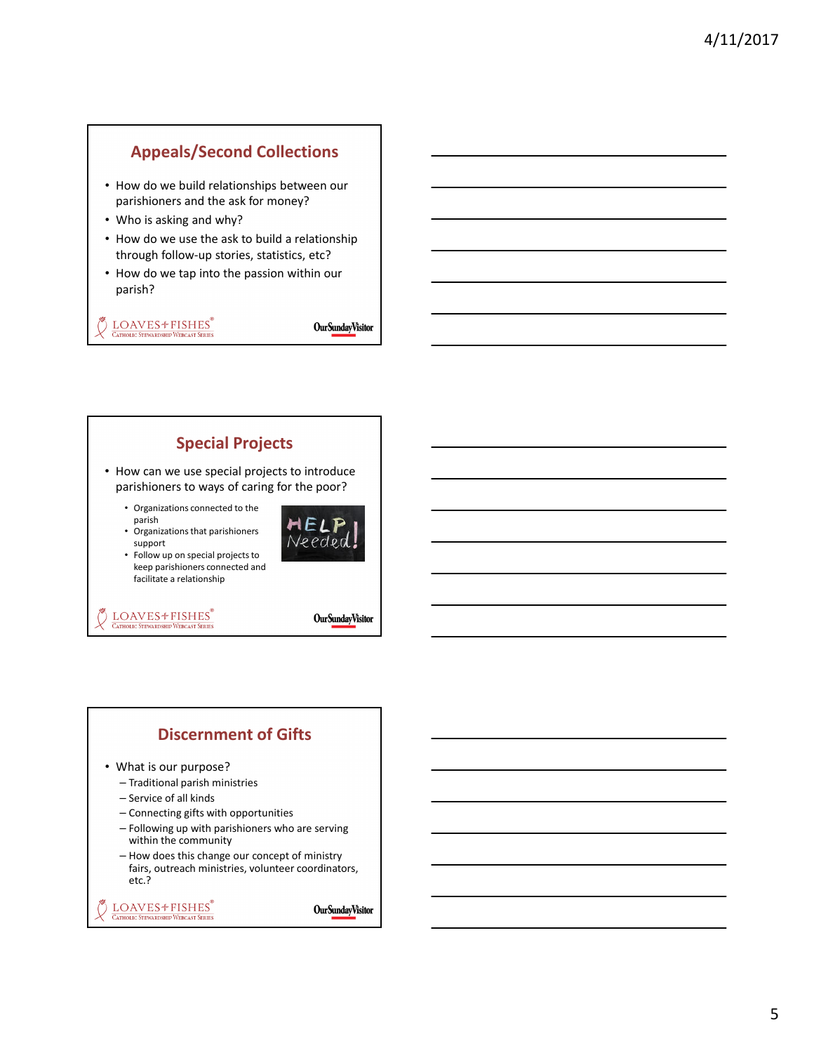## Appeals/Second Collections

- How do we build relationships between our parishioners and the ask for money?
- Who is asking and why?
- How do we use the ask to build a relationship through follow-up stories, statistics, etc?
- How do we tap into the passion within our parish?

## Special Projects

- How can we use special projects to introduce parishioners to ways of caring for the poor?
  - Organizations connected to the parish
  - Organizations that parishioners support
  - Follow up on special projects to keep parishioners connected and facilitate a relationship

## Discernment of Gifts

- What is our purpose?
  - Traditional parish ministries
  - Service of all kinds
  - Connecting gifts with opportunities
  - Following up with parishioners who are serving within the community
  - How does this change our concept of ministry fairs, outreach ministries, volunteer coordinators, etc.?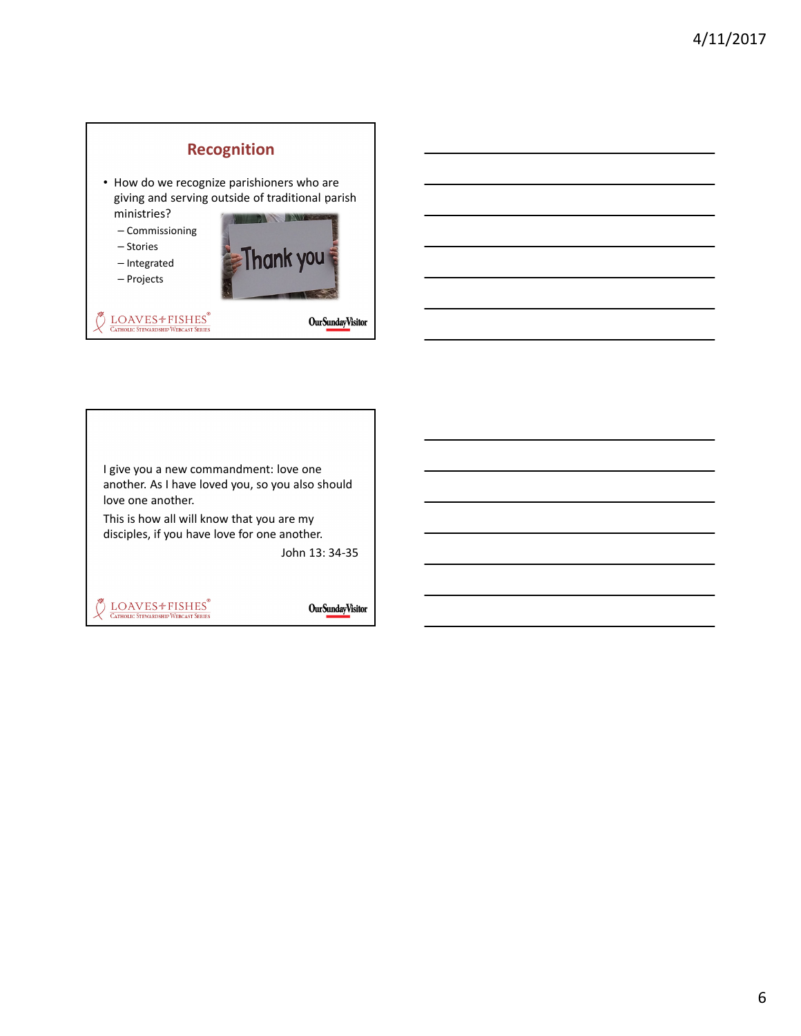## Recognition

- How do we recognize parishioners who are giving and serving outside of traditional parish ministries?
  - Commissioning
  - Stories
  - Integrated
  - Projects

LOAVES+FISHES® Catholic Stewardship Webcast Series

OurSundayVisitor

I give you a new commandment: love one another. As I have loved you, so you also should love one another.

This is how all will know that you are my disciples, if you have love for one another.

John 13: 34-35

LOAVES+FISHES® Catholic Stewardship Webcast Series

OurSundayVisitor